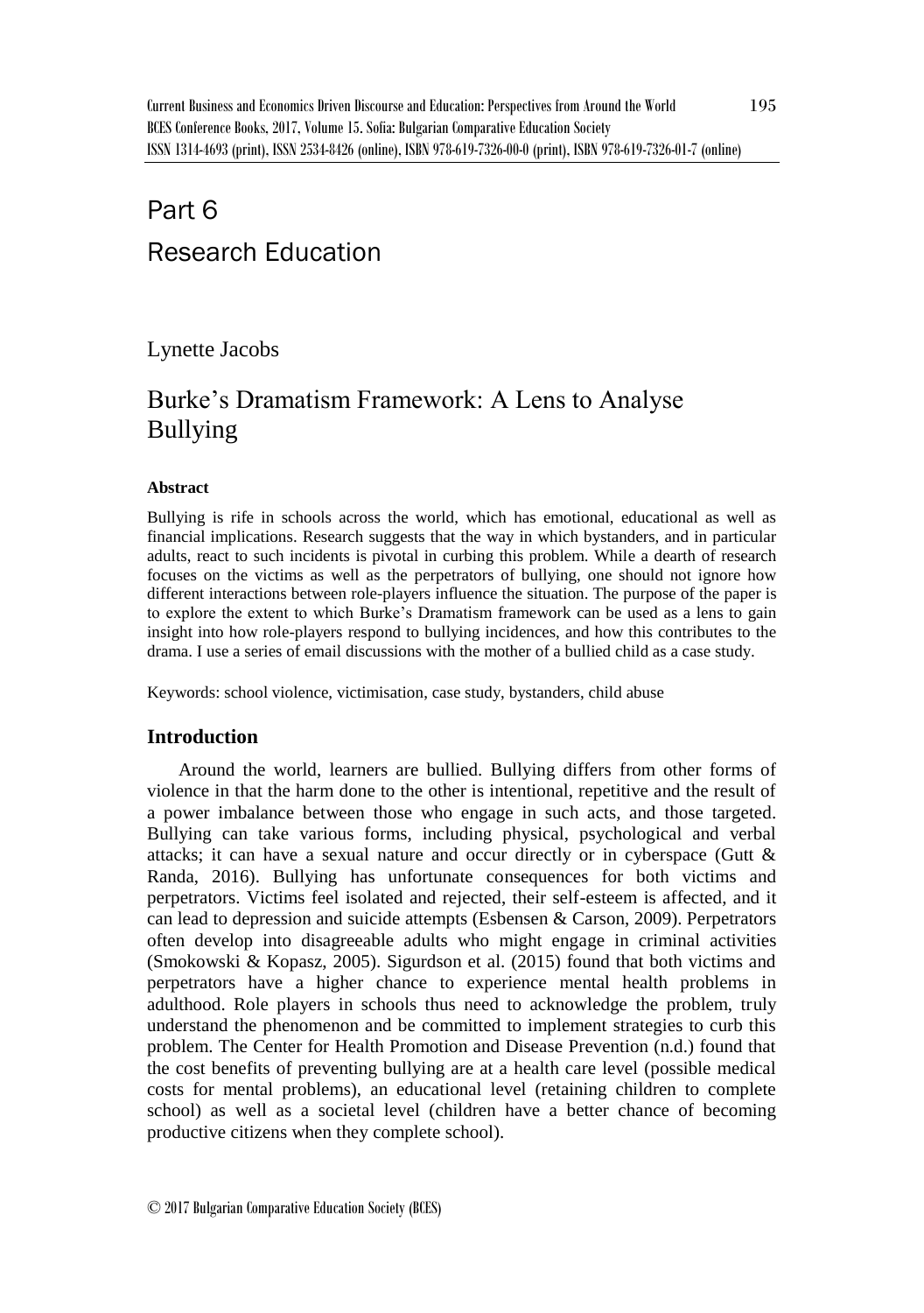# Part 6

# Research Education

Lynette Jacobs

## Burke's Dramatism Framework: A Lens to Analyse Bullying

**Abstract**

Bullying is rife in schools across the world, which has emotional, educational as well as financial implications. Research suggests that the way in which bystanders, and in particular adults, react to such incidents is pivotal in curbing this problem. While a dearth of research focuses on the victims as well as the perpetrators of bullying, one should not ignore how different interactions between role-players influence the situation. The purpose of the paper is to explore the extent to which Burke's Dramatism framework can be used as a lens to gain insight into how role-players respond to bullying incidences, and how this contributes to the drama. I use a series of email discussions with the mother of a bullied child as a case study.

Keywords: school violence, victimisation, case study, bystanders, child abuse

### Introduction

Around the world, learners are bullied. Bullying differs from other forms of violence in that the harm done to the other is intentional, repetitive and the result of a power imbalance between those who engage in such acts, and those targeted. Bullying can take various forms, including physical, psychological and verbal attacks; it can have a sexual nature and occur directly or in cyberspace (Gutt & Randa, 2016). Bullying has unfortunate consequences for both victims and perpetrators. Victims feel isolated and rejected, their self-esteem is affected, and it can lead to depression and suicide attempts (Esbensen & Carson, 2009). Perpetrators often develop into disagreeable adults who might engage in criminal activities (Smokowski & Kopasz, 2005). Sigurdson et al. (2015) found that both victims and perpetrators have a higher chance to experience mental health problems in adulthood. Role players in schools thus need to acknowledge the problem, truly understand the phenomenon and be committed to implement strategies to curb this problem. The Center for Health Promotion and Disease Prevention (n.d.) found that the cost benefits of preventing bullying are at a health care level (possible medical costs for mental problems), an educational level (retaining children to complete school) as well as a societal level (children have a better chance of becoming productive citizens when they complete school).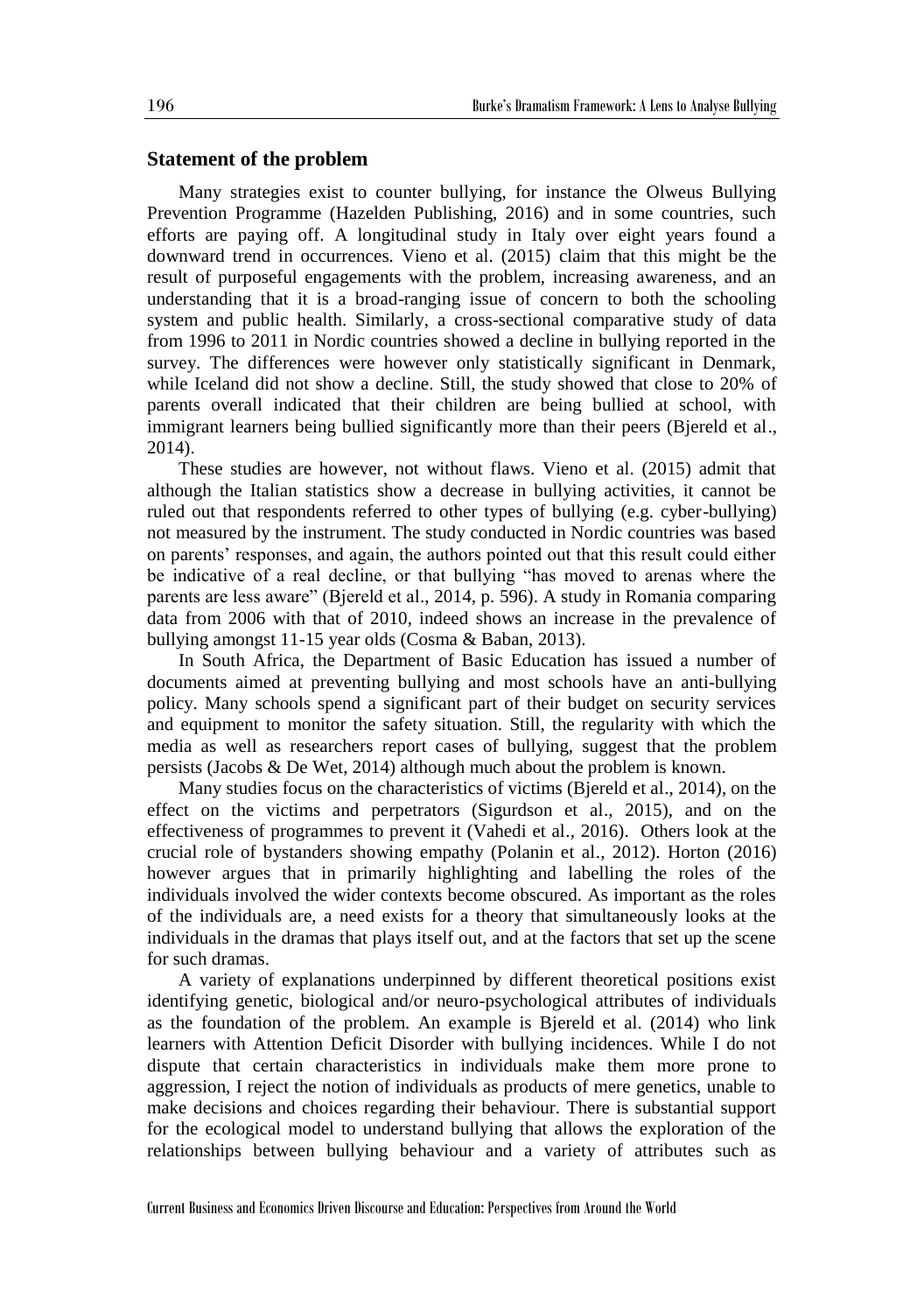## Statement of the problem

Many strategies exist to counter bullying, for instance the Olweus Bullying Prevention Programme (Hazelden Publishing, 2016) and in some countries, such efforts are paying off. A longitudinal study in Italy over eight years found a downward trend in occurrences. Vieno et al. (2015) claim that this might be the result of purposeful engagements with the problem, increasing awareness, and an understanding that it is a broad-ranging issue of concern to both the schooling system and public health. Similarly, a cross-sectional comparative study of data from 1996 to 2011 in Nordic countries showed a decline in bullying reported in the survey. The differences were however only statistically significant in Denmark, while Iceland did not show a decline. Still, the study showed that close to 20% of parents overall indicated that their children are being bullied at school, with immigrant learners being bullied significantly more than their peers (Bjereld et al., 2014).

These studies are however, not without flaws. Vieno et al. (2015) admit that although the Italian statistics show a decrease in bullying activities, it cannot be ruled out that respondents referred to other types of bullying (e.g. cyber-bullying) not measured by the instrument. The study conducted in Nordic countries was based on parents' responses, and again, the authors pointed out that this result could either be indicative of a real decline, or that bullying "has moved to arenas where the parents are less aware" (Bjereld et al., 2014, p. 596). A study in Romania comparing data from 2006 with that of 2010, indeed shows an increase in the prevalence of bullying amongst 11-15 year olds (Cosma & Baban, 2013).

In South Africa, the Department of Basic Education has issued a number of documents aimed at preventing bullying and most schools have an anti-bullying policy. Many schools spend a significant part of their budget on security services and equipment to monitor the safety situation. Still, the regularity with which the media as well as researchers report cases of bullying, suggest that the problem persists (Jacobs & De Wet, 2014) although much about the problem is known.

Many studies focus on the characteristics of victims (Bjereld et al., 2014), on the effect on the victims and perpetrators (Sigurdson et al., 2015), and on the effectiveness of programmes to prevent it (Vahedi et al., 2016). Others look at the crucial role of bystanders showing empathy (Polanin et al., 2012). Horton (2016) however argues that in primarily highlighting and labelling the roles of the individuals involved the wider contexts become obscured. As important as the roles of the individuals are, a need exists for a theory that simultaneously looks at the individuals in the dramas that plays itself out, and at the factors that set up the scene for such dramas.

A variety of explanations underpinned by different theoretical positions exist identifying genetic, biological and/or neuro-psychological attributes of individuals as the foundation of the problem. An example is Bjereld et al. (2014) who link learners with Attention Deficit Disorder with bullying incidences. While I do not dispute that certain characteristics in individuals make them more prone to aggression, I reject the notion of individuals as products of mere genetics, unable to make decisions and choices regarding their behaviour. There is substantial support for the ecological model to understand bullying that allows the exploration of the relationships between bullying behaviour and a variety of attributes such as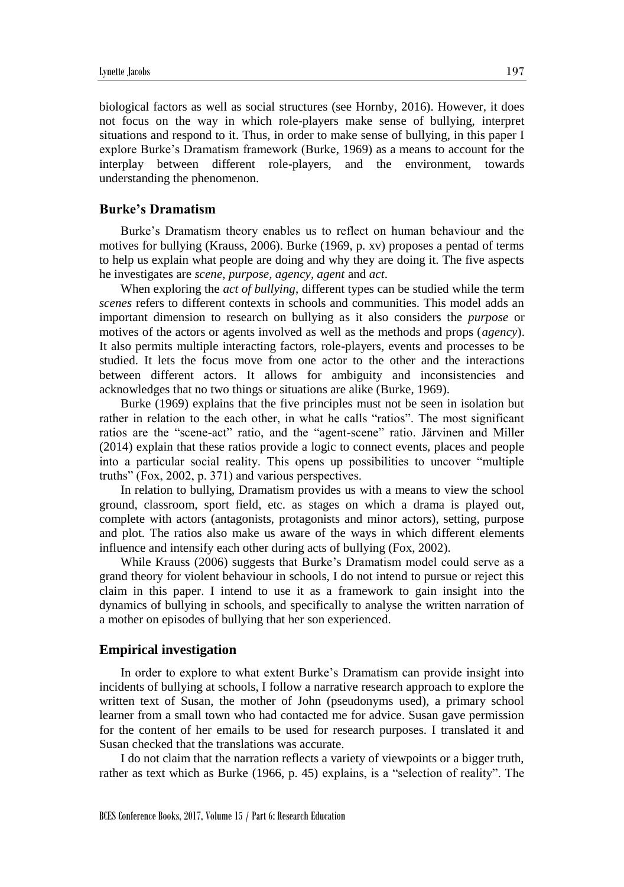biological factors as well as social structures (see Hornby, 2016). However, it does not focus on the way in which role-players make sense of bullying, interpret situations and respond to it. Thus, in order to make sense of bullying, in this paper I explore Burke's Dramatism framework (Burke, 1969) as a means to account for the interplay between different role-players, and the environment, towards understanding the phenomenon.

## Burke's Dramatism

Burke's Dramatism theory enables us to reflect on human behaviour and the motives for bullying (Krauss, 2006). Burke (1969, p. xv) proposes a pentad of terms to help us explain what people are doing and why they are doing it. The five aspects he investigates are *scene*, *purpose*, *agency*, *agent* and *act*.

When exploring the *act of bullying*, different types can be studied while the term *scenes* refers to different contexts in schools and communities. This model adds an important dimension to research on bullying as it also considers the *purpose* or motives of the actors or agents involved as well as the methods and props (*agency*). It also permits multiple interacting factors, role-players, events and processes to be studied. It lets the focus move from one actor to the other and the interactions between different actors. It allows for ambiguity and inconsistencies and acknowledges that no two things or situations are alike (Burke, 1969).

Burke (1969) explains that the five principles must not be seen in isolation but rather in relation to the each other, in what he calls "ratios". The most significant ratios are the "scene-act" ratio, and the "agent-scene" ratio. Järvinen and Miller (2014) explain that these ratios provide a logic to connect events, places and people into a particular social reality. This opens up possibilities to uncover "multiple truths" (Fox, 2002, p. 371) and various perspectives.

In relation to bullying, Dramatism provides us with a means to view the school ground, classroom, sport field, etc. as stages on which a drama is played out, complete with actors (antagonists, protagonists and minor actors), setting, purpose and plot. The ratios also make us aware of the ways in which different elements influence and intensify each other during acts of bullying (Fox, 2002).

While Krauss (2006) suggests that Burke's Dramatism model could serve as a grand theory for violent behaviour in schools, I do not intend to pursue or reject this claim in this paper. I intend to use it as a framework to gain insight into the dynamics of bullying in schools, and specifically to analyse the written narration of a mother on episodes of bullying that her son experienced.

## Empirical investigation

In order to explore to what extent Burke's Dramatism can provide insight into incidents of bullying at schools, I follow a narrative research approach to explore the written text of Susan, the mother of John (pseudonyms used), a primary school learner from a small town who had contacted me for advice. Susan gave permission for the content of her emails to be used for research purposes. I translated it and Susan checked that the translations was accurate.

I do not claim that the narration reflects a variety of viewpoints or a bigger truth, rather as text which as Burke (1966, p. 45) explains, is a "selection of reality". The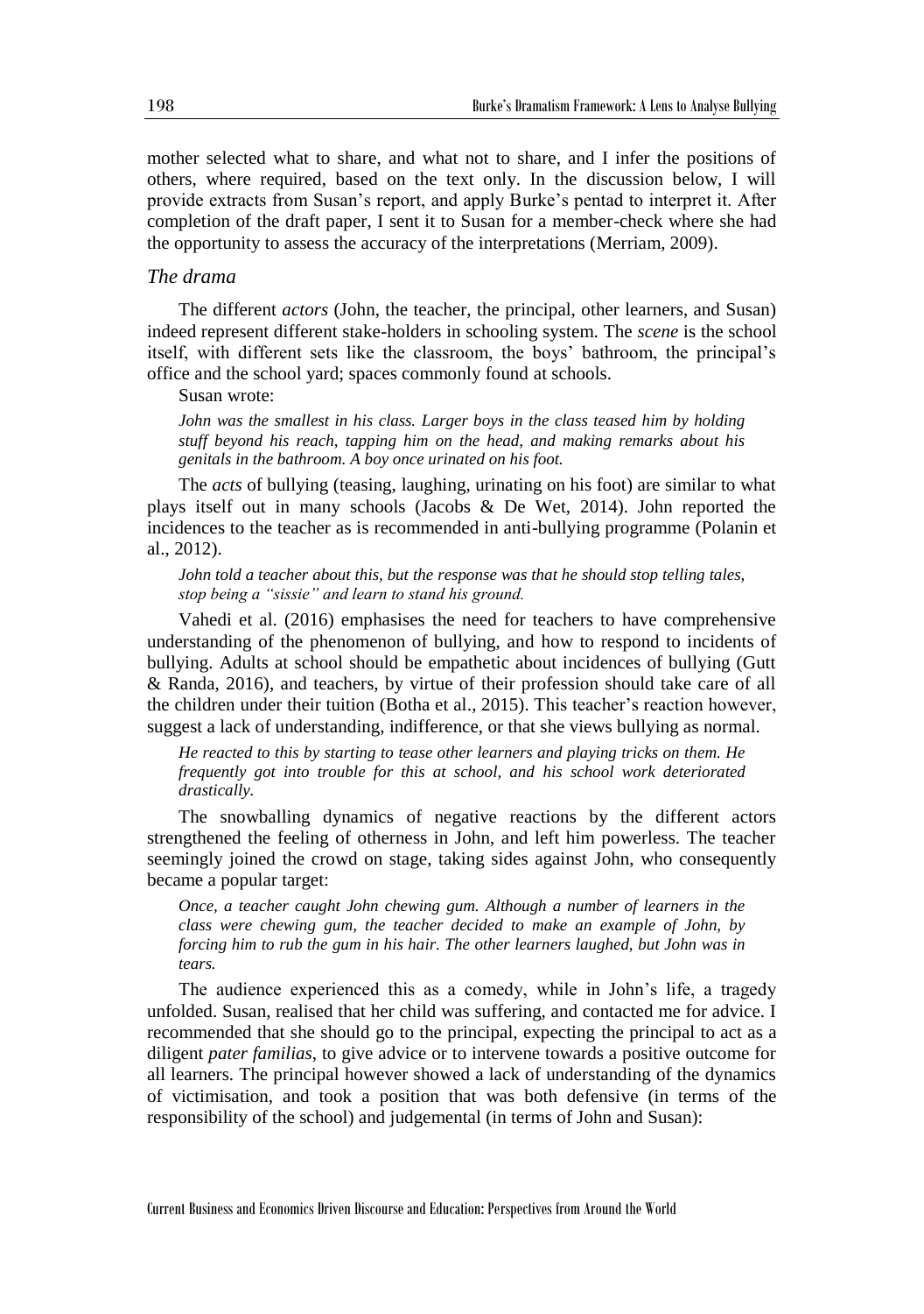mother selected what to share, and what not to share, and I infer the positions of others, where required, based on the text only. In the discussion below, I will provide extracts from Susan's report, and apply Burke's pentad to interpret it. After completion of the draft paper, I sent it to Susan for a member-check where she had the opportunity to assess the accuracy of the interpretations (Merriam, 2009).

### *The drama*

The different *actors* (John, the teacher, the principal, other learners, and Susan) indeed represent different stake-holders in schooling system. The *scene* is the school itself, with different sets like the classroom, the boys' bathroom, the principal's office and the school yard; spaces commonly found at schools.

Susan wrote:

> *John was the smallest in his class. Larger boys in the class teased him by holding stuff beyond his reach, tapping him on the head, and making remarks about his genitals in the bathroom. A boy once urinated on his foot.*

The *acts* of bullying (teasing, laughing, urinating on his foot) are similar to what plays itself out in many schools (Jacobs & De Wet, 2014). John reported the incidences to the teacher as is recommended in anti-bullying programme (Polanin et al., 2012).

> *John told a teacher about this, but the response was that he should stop telling tales, stop being a "sissie" and learn to stand his ground.*

Vahedi et al. (2016) emphasises the need for teachers to have comprehensive understanding of the phenomenon of bullying, and how to respond to incidents of bullying. Adults at school should be empathetic about incidences of bullying (Gutt & Randa, 2016), and teachers, by virtue of their profession should take care of all the children under their tuition (Botha et al., 2015). This teacher's reaction however, suggest a lack of understanding, indifference, or that she views bullying as normal.

> *He reacted to this by starting to tease other learners and playing tricks on them. He frequently got into trouble for this at school, and his school work deteriorated drastically.*

The snowballing dynamics of negative reactions by the different actors strengthened the feeling of otherness in John, and left him powerless. The teacher seemingly joined the crowd on stage, taking sides against John, who consequently became a popular target:

> *Once, a teacher caught John chewing gum. Although a number of learners in the class were chewing gum, the teacher decided to make an example of John, by forcing him to rub the gum in his hair. The other learners laughed, but John was in tears.*

The audience experienced this as a comedy, while in John's life, a tragedy unfolded. Susan, realised that her child was suffering, and contacted me for advice. I recommended that she should go to the principal, expecting the principal to act as a diligent *pater familias*, to give advice or to intervene towards a positive outcome for all learners. The principal however showed a lack of understanding of the dynamics of victimisation, and took a position that was both defensive (in terms of the responsibility of the school) and judgemental (in terms of John and Susan):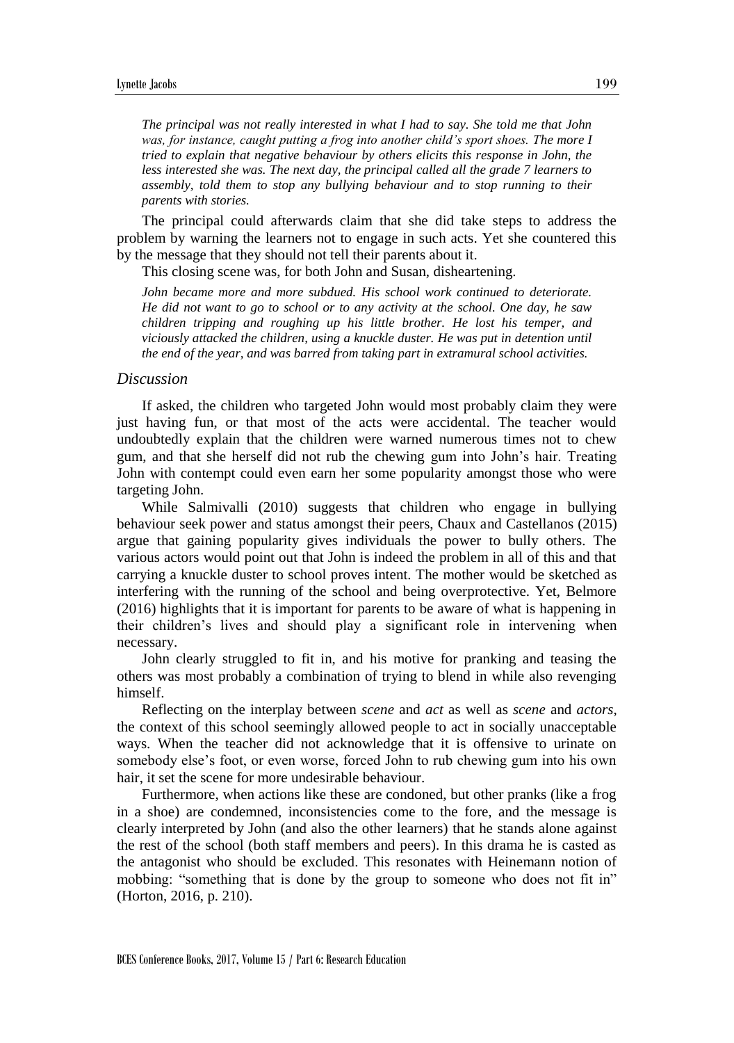*The principal was not really interested in what I had to say. She told me that John was, for instance, caught putting a frog into another child's sport shoes. The more I tried to explain that negative behaviour by others elicits this response in John, the less interested she was. The next day, the principal called all the grade 7 learners to assembly, told them to stop any bullying behaviour and to stop running to their parents with stories.*

The principal could afterwards claim that she did take steps to address the problem by warning the learners not to engage in such acts. Yet she countered this by the message that they should not tell their parents about it.

This closing scene was, for both John and Susan, disheartening.

*John became more and more subdued. His school work continued to deteriorate. He did not want to go to school or to any activity at the school. One day, he saw children tripping and roughing up his little brother. He lost his temper, and viciously attacked the children, using a knuckle duster. He was put in detention until the end of the year, and was barred from taking part in extramural school activities.*

## *Discussion*

If asked, the children who targeted John would most probably claim they were just having fun, or that most of the acts were accidental. The teacher would undoubtedly explain that the children were warned numerous times not to chew gum, and that she herself did not rub the chewing gum into John's hair. Treating John with contempt could even earn her some popularity amongst those who were targeting John.

While Salmivalli (2010) suggests that children who engage in bullying behaviour seek power and status amongst their peers, Chaux and Castellanos (2015) argue that gaining popularity gives individuals the power to bully others. The various actors would point out that John is indeed the problem in all of this and that carrying a knuckle duster to school proves intent. The mother would be sketched as interfering with the running of the school and being overprotective. Yet, Belmore (2016) highlights that it is important for parents to be aware of what is happening in their children's lives and should play a significant role in intervening when necessary.

John clearly struggled to fit in, and his motive for pranking and teasing the others was most probably a combination of trying to blend in while also revenging himself.

Reflecting on the interplay between *scene* and *act* as well as *scene* and *actors*, the context of this school seemingly allowed people to act in socially unacceptable ways. When the teacher did not acknowledge that it is offensive to urinate on somebody else's foot, or even worse, forced John to rub chewing gum into his own hair, it set the scene for more undesirable behaviour.

Furthermore, when actions like these are condoned, but other pranks (like a frog in a shoe) are condemned, inconsistencies come to the fore, and the message is clearly interpreted by John (and also the other learners) that he stands alone against the rest of the school (both staff members and peers). In this drama he is casted as the antagonist who should be excluded. This resonates with Heinemann notion of mobbing: "something that is done by the group to someone who does not fit in" (Horton, 2016, p. 210).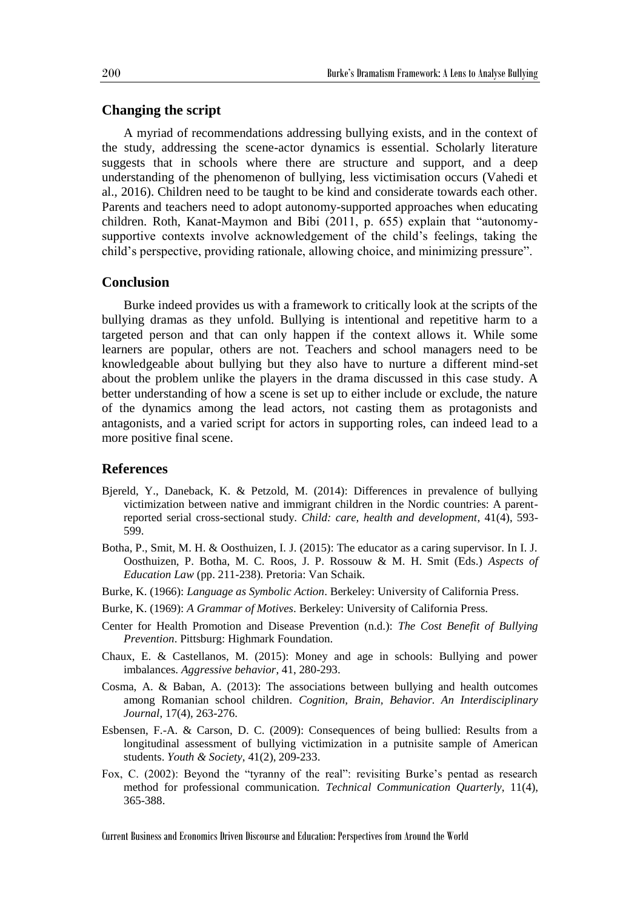## Changing the script

A myriad of recommendations addressing bullying exists, and in the context of the study, addressing the scene-actor dynamics is essential. Scholarly literature suggests that in schools where there are structure and support, and a deep understanding of the phenomenon of bullying, less victimisation occurs (Vahedi et al., 2016). Children need to be taught to be kind and considerate towards each other. Parents and teachers need to adopt autonomy-supported approaches when educating children. Roth, Kanat-Maymon and Bibi (2011, p. 655) explain that "autonomy-supportive contexts involve acknowledgement of the child's feelings, taking the child's perspective, providing rationale, allowing choice, and minimizing pressure".

## Conclusion

Burke indeed provides us with a framework to critically look at the scripts of the bullying dramas as they unfold. Bullying is intentional and repetitive harm to a targeted person and that can only happen if the context allows it. While some learners are popular, others are not. Teachers and school managers need to be knowledgeable about bullying but they also have to nurture a different mind-set about the problem unlike the players in the drama discussed in this case study. A better understanding of how a scene is set up to either include or exclude, the nature of the dynamics among the lead actors, not casting them as protagonists and antagonists, and a varied script for actors in supporting roles, can indeed lead to a more positive final scene.

## References

Bjereld, Y., Daneback, K. & Petzold, M. (2014): Differences in prevalence of bullying victimization between native and immigrant children in the Nordic countries: A parent-reported serial cross-sectional study. *Child: care, health and development*, 41(4), 593-599.

Botha, P., Smit, M. H. & Oosthuizen, I. J. (2015): The educator as a caring supervisor. In I. J. Oosthuizen, P. Botha, M. C. Roos, J. P. Rossouw & M. H. Smit (Eds.) *Aspects of Education Law* (pp. 211-238). Pretoria: Van Schaik.

Burke, K. (1966): *Language as Symbolic Action*. Berkeley: University of California Press.

Burke, K. (1969): *A Grammar of Motives*. Berkeley: University of California Press.

Center for Health Promotion and Disease Prevention (n.d.): *The Cost Benefit of Bullying Prevention*. Pittsburg: Highmark Foundation.

Chaux, E. & Castellanos, M. (2015): Money and age in schools: Bullying and power imbalances. *Aggressive behavior*, 41, 280-293.

Cosma, A. & Baban, A. (2013): The associations between bullying and health outcomes among Romanian school children. *Cognition, Brain, Behavior. An Interdisciplinary Journal*, 17(4), 263-276.

Esbensen, F.-A. & Carson, D. C. (2009): Consequences of being bullied: Results from a longitudinal assessment of bullying victimization in a putnisite sample of American students. *Youth & Society*, 41(2), 209-233.

Fox, C. (2002): Beyond the "tyranny of the real": revisiting Burke's pentad as research method for professional communication. *Technical Communication Quarterly*, 11(4), 365-388.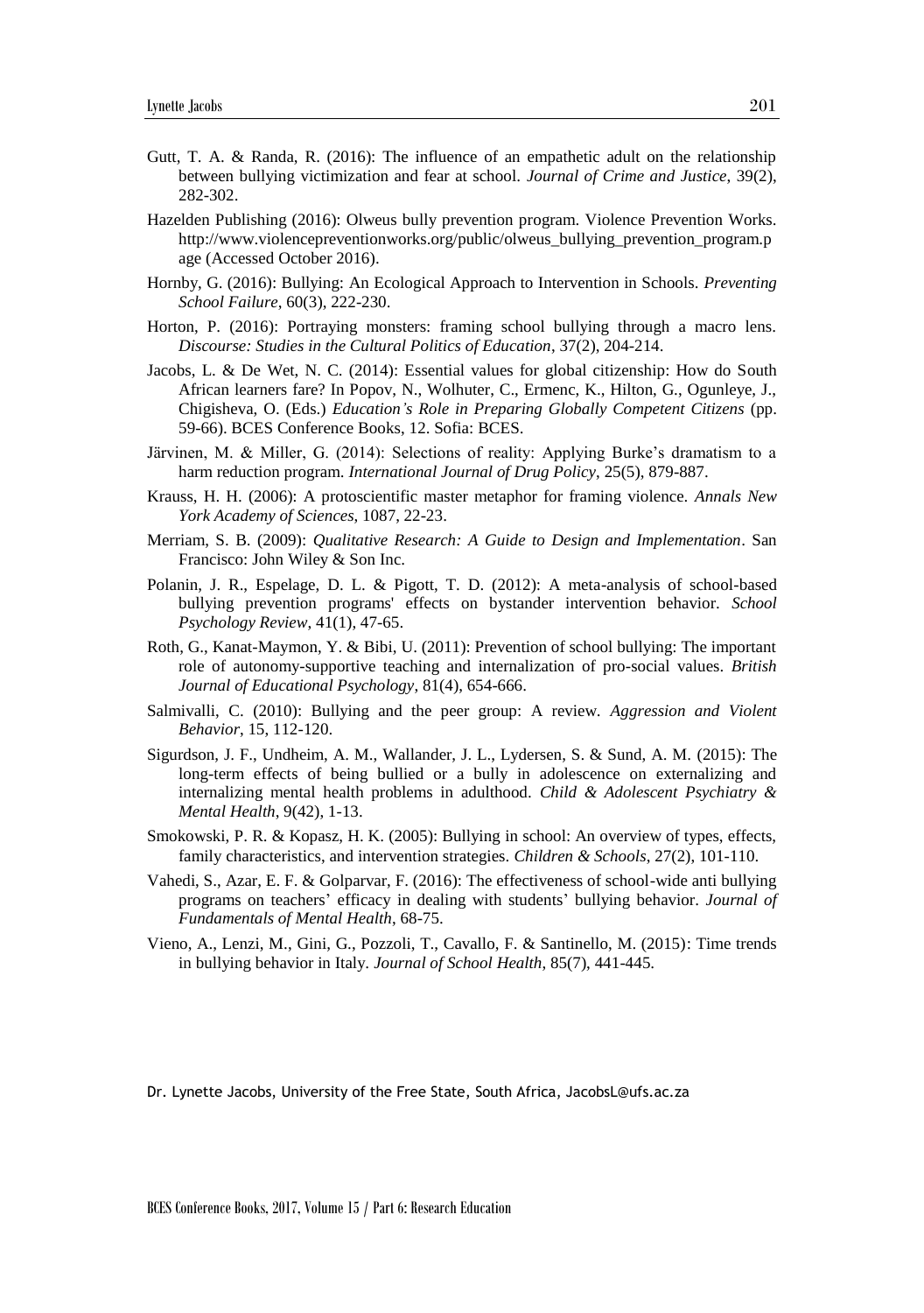Gutt, T. A. & Randa, R. (2016): The influence of an empathetic adult on the relationship between bullying victimization and fear at school. *Journal of Crime and Justice*, 39(2), 282-302.

Hazelden Publishing (2016): Olweus bully prevention program. Violence Prevention Works. http://www.violencepreventionworks.org/public/olweus_bullying_prevention_program.page (Accessed October 2016).

Hornby, G. (2016): Bullying: An Ecological Approach to Intervention in Schools. *Preventing School Failure*, 60(3), 222-230.

Horton, P. (2016): Portraying monsters: framing school bullying through a macro lens. *Discourse: Studies in the Cultural Politics of Education*, 37(2), 204-214.

Jacobs, L. & De Wet, N. C. (2014): Essential values for global citizenship: How do South African learners fare? In Popov, N., Wolhuter, C., Ermenc, K., Hilton, G., Ogunleye, J., Chigisheva, O. (Eds.) *Education's Role in Preparing Globally Competent Citizens* (pp. 59-66). BCES Conference Books, 12. Sofia: BCES.

Järvinen, M. & Miller, G. (2014): Selections of reality: Applying Burke's dramatism to a harm reduction program. *International Journal of Drug Policy*, 25(5), 879-887.

Krauss, H. H. (2006): A protoscientific master metaphor for framing violence. *Annals New York Academy of Sciences*, 1087, 22-23.

Merriam, S. B. (2009): *Qualitative Research: A Guide to Design and Implementation*. San Francisco: John Wiley & Son Inc.

Polanin, J. R., Espelage, D. L. & Pigott, T. D. (2012): A meta-analysis of school-based bullying prevention programs' effects on bystander intervention behavior. *School Psychology Review*, 41(1), 47-65.

Roth, G., Kanat-Maymon, Y. & Bibi, U. (2011): Prevention of school bullying: The important role of autonomy-supportive teaching and internalization of pro-social values. *British Journal of Educational Psychology*, 81(4), 654-666.

Salmivalli, C. (2010): Bullying and the peer group: A review. *Aggression and Violent Behavior*, 15, 112-120.

Sigurdson, J. F., Undheim, A. M., Wallander, J. L., Lydersen, S. & Sund, A. M. (2015): The long-term effects of being bullied or a bully in adolescence on externalizing and internalizing mental health problems in adulthood. *Child & Adolescent Psychiatry & Mental Health*, 9(42), 1-13.

Smokowski, P. R. & Kopasz, H. K. (2005): Bullying in school: An overview of types, effects, family characteristics, and intervention strategies. *Children & Schools*, 27(2), 101-110.

Vahedi, S., Azar, E. F. & Golparvar, F. (2016): The effectiveness of school-wide anti bullying programs on teachers' efficacy in dealing with students' bullying behavior. *Journal of Fundamentals of Mental Health*, 68-75.

Vieno, A., Lenzi, M., Gini, G., Pozzoli, T., Cavallo, F. & Santinello, M. (2015): Time trends in bullying behavior in Italy. *Journal of School Health*, 85(7), 441-445.

Dr. Lynette Jacobs, University of the Free State, South Africa, JacobsL@ufs.ac.za